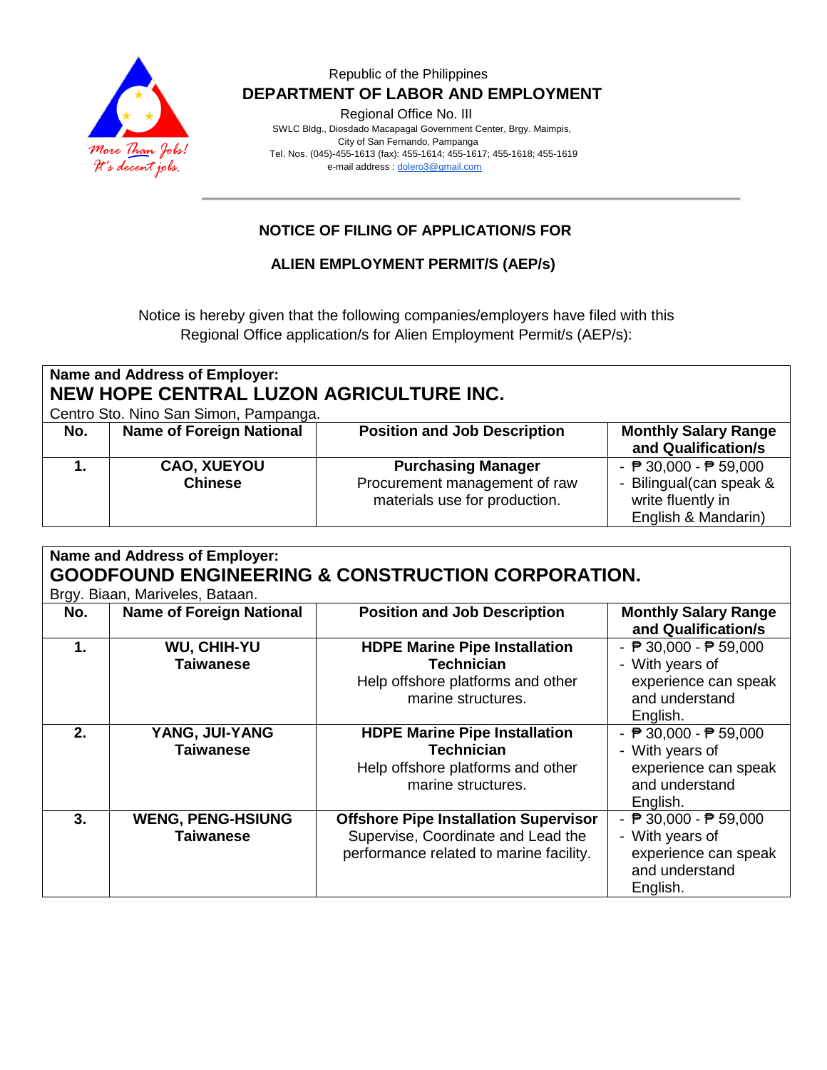Republic of the Philippines

**DEPARTMENT OF LABOR AND EMPLOYMENT**

Regional Office No. III

SWLC Bldg., Diosdado Macapagal Government Center, Brgy. Maimpis,
City of San Fernando, Pampanga
Tel. Nos. (045)-455-1613 (fax): 455-1614; 455-1617; 455-1618; 455-1619
e-mail address : dolero3@gmail.com

## NOTICE OF FILING OF APPLICATION/S FOR

## ALIEN EMPLOYMENT PERMIT/S (AEP/s)

Notice is hereby given that the following companies/employers have filed with this Regional Office application/s for Alien Employment Permit/s (AEP/s):

**Name and Address of Employer:**
**NEW HOPE CENTRAL LUZON AGRICULTURE INC.**
Centro Sto. Nino San Simon, Pampanga.

| No. | Name of Foreign National | Position and Job Description | Monthly Salary Range and Qualification/s |
|---|---|---|---|
| **1.** | **CAO, XUEYOU** **Chinese** | **Purchasing Manager** Procurement management of raw materials use for production. | - ₱ 30,000 - ₱ 59,000 - Bilingual(can speak & write fluently in English & Mandarin) |

**Name and Address of Employer:**
**GOODFOUND ENGINEERING & CONSTRUCTION CORPORATION.**
Brgy. Biaan, Mariveles, Bataan.

| No. | Name of Foreign National | Position and Job Description | Monthly Salary Range and Qualification/s |
|---|---|---|---|
| **1.** | **WU, CHIH-YU** **Taiwanese** | **HDPE Marine Pipe Installation Technician** Help offshore platforms and other marine structures. | - ₱ 30,000 - ₱ 59,000 - With years of experience can speak and understand English. |
| **2.** | **YANG, JUI-YANG** **Taiwanese** | **HDPE Marine Pipe Installation Technician** Help offshore platforms and other marine structures. | - ₱ 30,000 - ₱ 59,000 - With years of experience can speak and understand English. |
| **3.** | **WENG, PENG-HSIUNG** **Taiwanese** | **Offshore Pipe Installation Supervisor** Supervise, Coordinate and Lead the performance related to marine facility. | - ₱ 30,000 - ₱ 59,000 - With years of experience can speak and understand English. |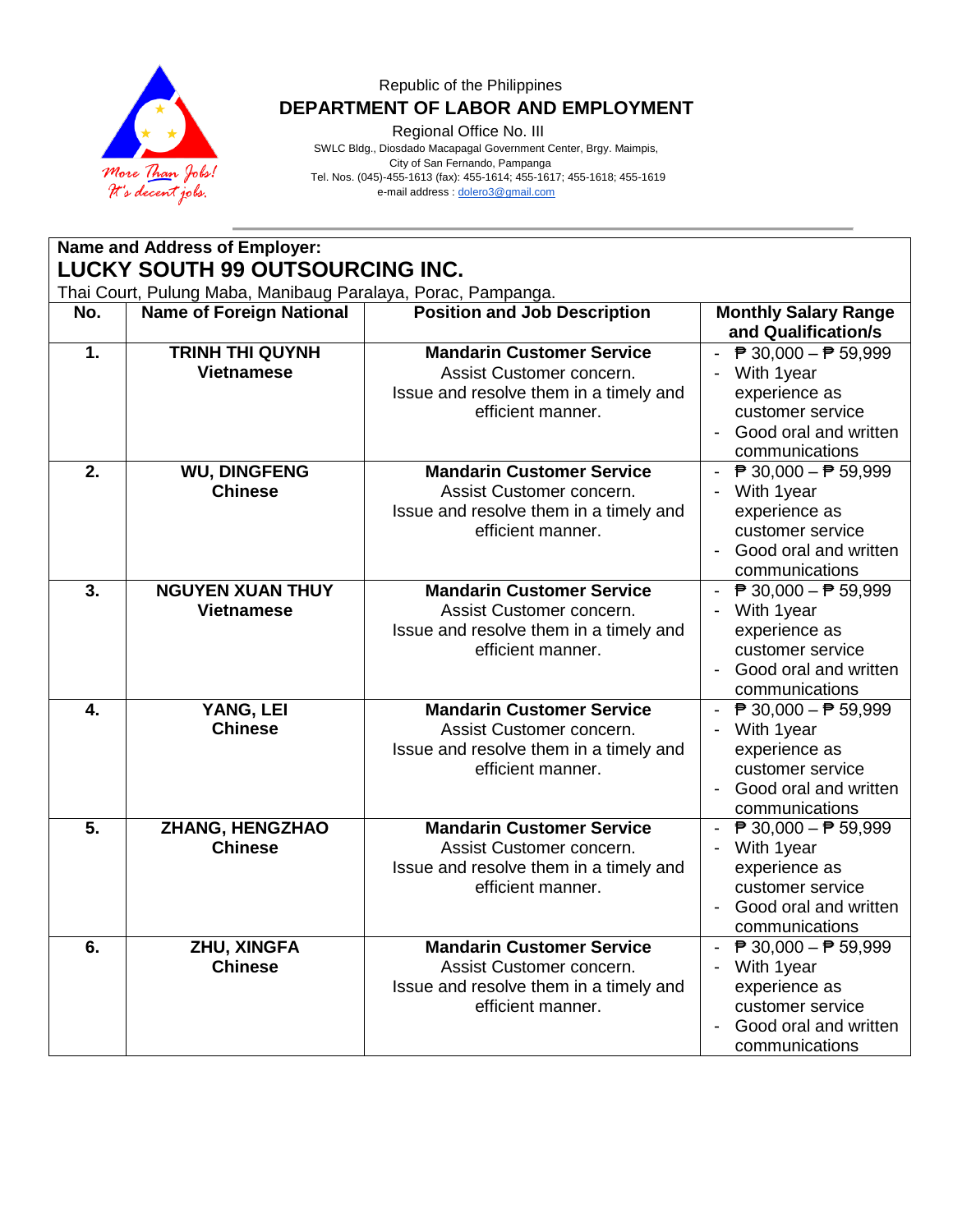Republic of the Philippines

**DEPARTMENT OF LABOR AND EMPLOYMENT**

Regional Office No. III

SWLC Bldg., Diosdado Macapagal Government Center, Brgy. Maimpis,
City of San Fernando, Pampanga
Tel. Nos. (045)-455-1613 (fax): 455-1614; 455-1617; 455-1618; 455-1619
e-mail address : dolero3@gmail.com

**Name and Address of Employer:**

**LUCKY SOUTH 99 OUTSOURCING INC.**

Thai Court, Pulung Maba, Manibaug Paralaya, Porac, Pampanga.

| No. | Name of Foreign National | Position and Job Description | Monthly Salary Range and Qualification/s |
|---|---|---|---|
| **1.** | **TRINH THI QUYNH** **Vietnamese** | **Mandarin Customer Service** Assist Customer concern. Issue and resolve them in a timely and efficient manner. | - ₱ 30,000 – ₱ 59,999 - With 1year experience as customer service - Good oral and written communications |
| **2.** | **WU, DINGFENG** **Chinese** | **Mandarin Customer Service** Assist Customer concern. Issue and resolve them in a timely and efficient manner. | - ₱ 30,000 – ₱ 59,999 - With 1year experience as customer service - Good oral and written communications |
| **3.** | **NGUYEN XUAN THUY** **Vietnamese** | **Mandarin Customer Service** Assist Customer concern. Issue and resolve them in a timely and efficient manner. | - ₱ 30,000 – ₱ 59,999 - With 1year experience as customer service - Good oral and written communications |
| **4.** | **YANG, LEI** **Chinese** | **Mandarin Customer Service** Assist Customer concern. Issue and resolve them in a timely and efficient manner. | - ₱ 30,000 – ₱ 59,999 - With 1year experience as customer service - Good oral and written communications |
| **5.** | **ZHANG, HENGZHAO** **Chinese** | **Mandarin Customer Service** Assist Customer concern. Issue and resolve them in a timely and efficient manner. | - ₱ 30,000 – ₱ 59,999 - With 1year experience as customer service - Good oral and written communications |
| **6.** | **ZHU, XINGFA** **Chinese** | **Mandarin Customer Service** Assist Customer concern. Issue and resolve them in a timely and efficient manner. | - ₱ 30,000 – ₱ 59,999 - With 1year experience as customer service - Good oral and written communications |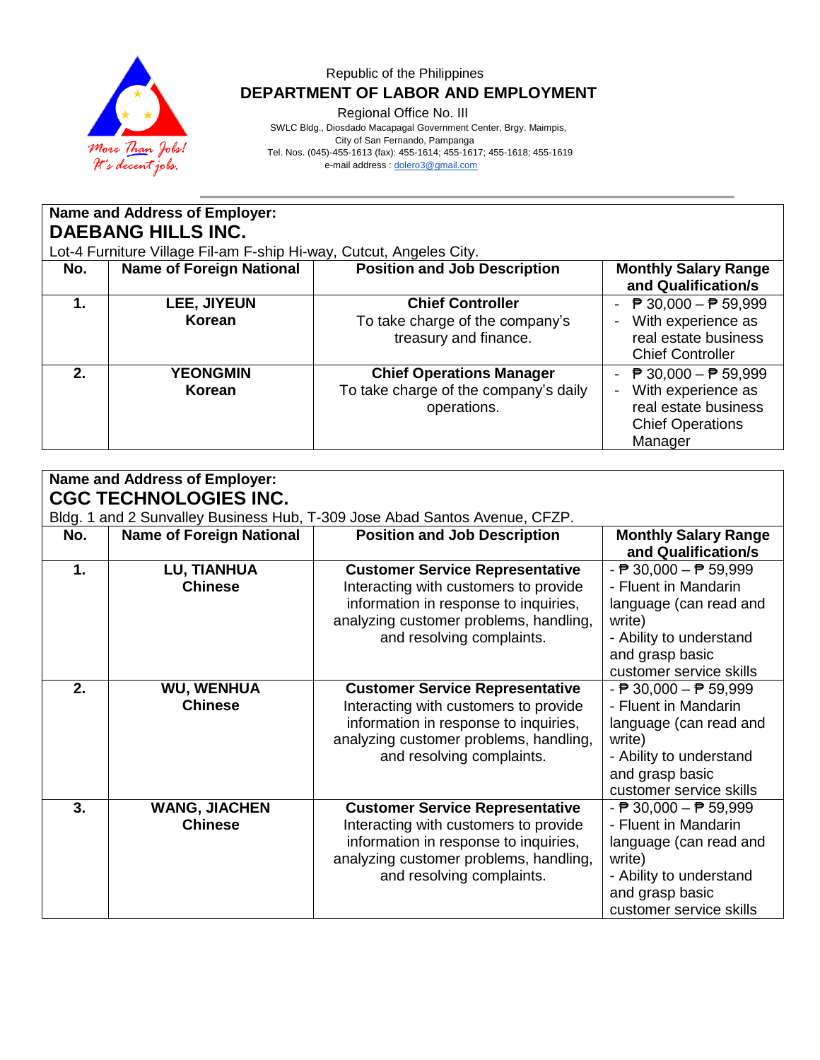Republic of the Philippines
**DEPARTMENT OF LABOR AND EMPLOYMENT**
Regional Office No. III
SWLC Bldg., Diosdado Macapagal Government Center, Brgy. Maimpis,
City of San Fernando, Pampanga
Tel. Nos. (045)-455-1613 (fax): 455-1614; 455-1617; 455-1618; 455-1619
e-mail address : dolero3@gmail.com

**Name and Address of Employer:**
## DAEBANG HILLS INC.
Lot-4 Furniture Village Fil-am F-ship Hi-way, Cutcut, Angeles City.

| No. | Name of Foreign National | Position and Job Description | Monthly Salary Range and Qualification/s |
|---|---|---|---|
| **1.** | **LEE, JIYEUN** **Korean** | **Chief Controller** To take charge of the company's treasury and finance. | - ₱ 30,000 – ₱ 59,999 - With experience as real estate business Chief Controller |
| **2.** | **YEONGMIN** **Korean** | **Chief Operations Manager** To take charge of the company's daily operations. | - ₱ 30,000 – ₱ 59,999 - With experience as real estate business Chief Operations Manager |

**Name and Address of Employer:**
## CGC TECHNOLOGIES INC.
Bldg. 1 and 2 Sunvalley Business Hub, T-309 Jose Abad Santos Avenue, CFZP.

| No. | Name of Foreign National | Position and Job Description | Monthly Salary Range and Qualification/s |
|---|---|---|---|
| **1.** | **LU, TIANHUA** **Chinese** | **Customer Service Representative** Interacting with customers to provide information in response to inquiries, analyzing customer problems, handling, and resolving complaints. | - ₱ 30,000 – ₱ 59,999 - Fluent in Mandarin language (can read and write) - Ability to understand and grasp basic customer service skills |
| **2.** | **WU, WENHUA** **Chinese** | **Customer Service Representative** Interacting with customers to provide information in response to inquiries, analyzing customer problems, handling, and resolving complaints. | - ₱ 30,000 – ₱ 59,999 - Fluent in Mandarin language (can read and write) - Ability to understand and grasp basic customer service skills |
| **3.** | **WANG, JIACHEN** **Chinese** | **Customer Service Representative** Interacting with customers to provide information in response to inquiries, analyzing customer problems, handling, and resolving complaints. | - ₱ 30,000 – ₱ 59,999 - Fluent in Mandarin language (can read and write) - Ability to understand and grasp basic customer service skills |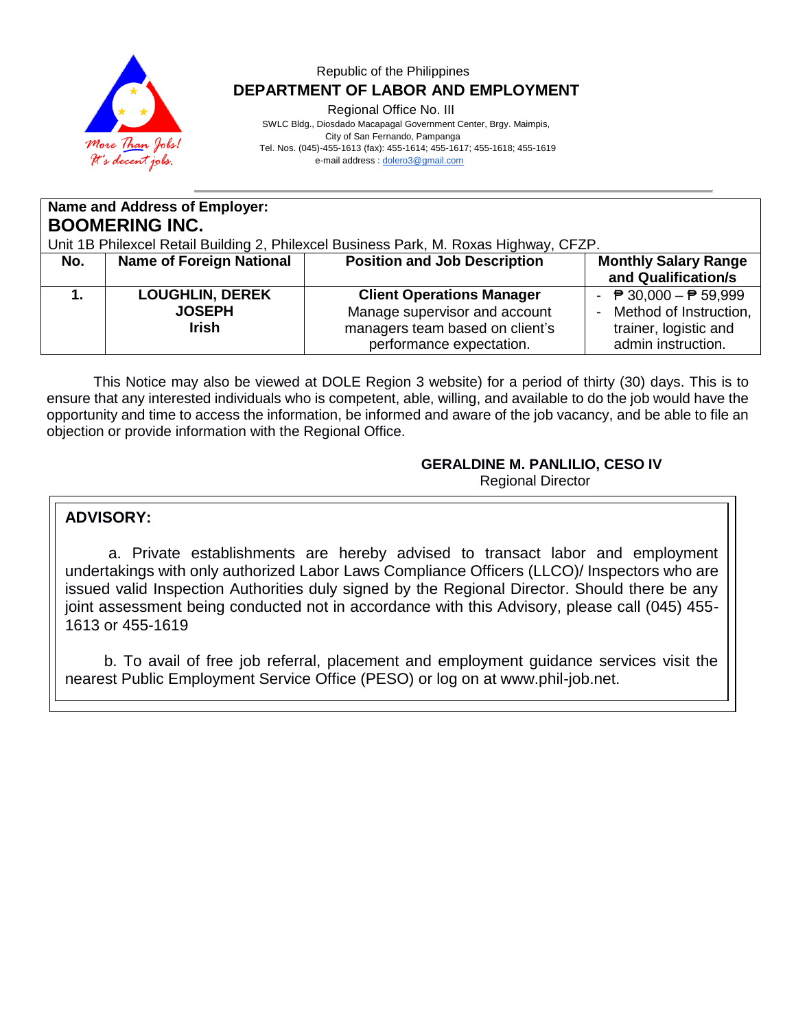Republic of the Philippines

**DEPARTMENT OF LABOR AND EMPLOYMENT**

Regional Office No. III

SWLC Bldg., Diosdado Macapagal Government Center, Brgy. Maimpis,
City of San Fernando, Pampanga
Tel. Nos. (045)-455-1613 (fax): 455-1614; 455-1617; 455-1618; 455-1619
e-mail address : dolero3@gmail.com

**Name and Address of Employer:**

**BOOMERING INC.**

Unit 1B Philexcel Retail Building 2, Philexcel Business Park, M. Roxas Highway, CFZP.

| No. | Name of Foreign National | Position and Job Description | Monthly Salary Range and Qualification/s |
|---|---|---|---|
| **1.** | **LOUGHLIN, DEREK JOSEPH** **Irish** | **Client Operations Manager** Manage supervisor and account managers team based on client's performance expectation. | - ₱ 30,000 – ₱ 59,999 - Method of Instruction, trainer, logistic and admin instruction. |

This Notice may also be viewed at DOLE Region 3 website) for a period of thirty (30) days. This is to ensure that any interested individuals who is competent, able, willing, and available to do the job would have the opportunity and time to access the information, be informed and aware of the job vacancy, and be able to file an objection or provide information with the Regional Office.

**GERALDINE M. PANLILIO, CESO IV**
Regional Director

**ADVISORY:**

a. Private establishments are hereby advised to transact labor and employment undertakings with only authorized Labor Laws Compliance Officers (LLCO)/ Inspectors who are issued valid Inspection Authorities duly signed by the Regional Director. Should there be any joint assessment being conducted not in accordance with this Advisory, please call (045) 455-1613 or 455-1619

b. To avail of free job referral, placement and employment guidance services visit the nearest Public Employment Service Office (PESO) or log on at www.phil-job.net.